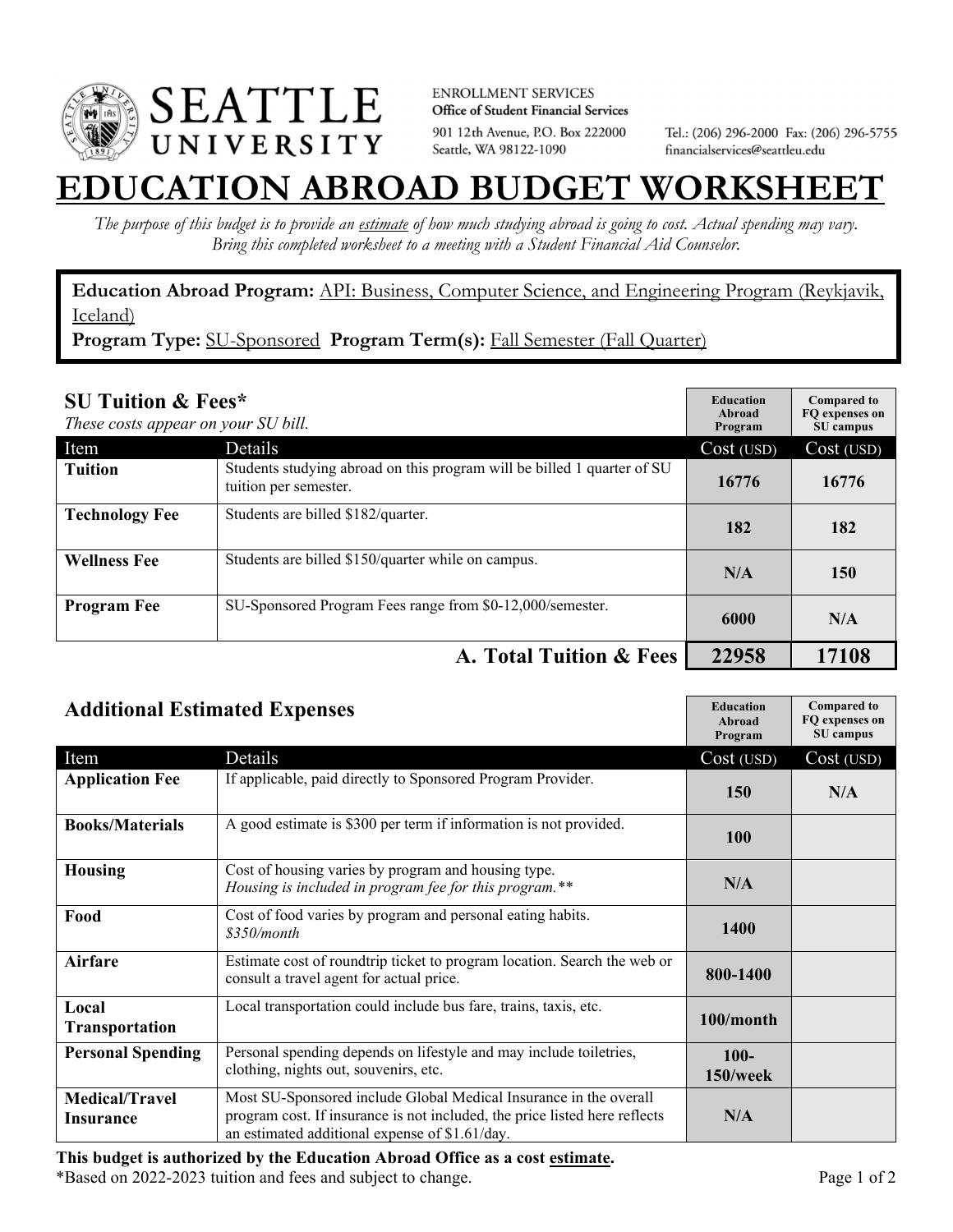**SEATTLE UNIVERSITY**

ENROLLMENT SERVICES
**Office of Student Financial Services**
901 12th Avenue, P.O. Box 222000
Seattle, WA 98122-1090

Tel.: (206) 296-2000 Fax: (206) 296-5755
financialservices@seattleu.edu

# EDUCATION ABROAD BUDGET WORKSHEET

*The purpose of this budget is to provide an estimate of how much studying abroad is going to cost. Actual spending may vary. Bring this completed worksheet to a meeting with a Student Financial Aid Counselor.*

**Education Abroad Program:** API: Business, Computer Science, and Engineering Program (Reykjavik, Iceland)
**Program Type:** SU-Sponsored **Program Term(s):** Fall Semester (Fall Quarter)

## SU Tuition & Fees*

*These costs appear on your SU bill.*

| Item | Details | Education Abroad Program Cost (USD) | Compared to FQ expenses on SU campus Cost (USD) |
|---|---|---|---|
| **Tuition** | Students studying abroad on this program will be billed 1 quarter of SU tuition per semester. | **16776** | **16776** |
| **Technology Fee** | Students are billed $182/quarter. | **182** | **182** |
| **Wellness Fee** | Students are billed $150/quarter while on campus. | **N/A** | **150** |
| **Program Fee** | SU-Sponsored Program Fees range from $0-12,000/semester. | **6000** | **N/A** |
| | **A. Total Tuition & Fees** | **22958** | **17108** |

## Additional Estimated Expenses

| Item | Details | Education Abroad Program Cost (USD) | Compared to FQ expenses on SU campus Cost (USD) |
|---|---|---|---|
| **Application Fee** | If applicable, paid directly to Sponsored Program Provider. | **150** | **N/A** |
| **Books/Materials** | A good estimate is $300 per term if information is not provided. | **100** | |
| **Housing** | Cost of housing varies by program and housing type. *Housing is included in program fee for this program.*** | **N/A** | |
| **Food** | Cost of food varies by program and personal eating habits. *$350/month* | **1400** | |
| **Airfare** | Estimate cost of roundtrip ticket to program location. Search the web or consult a travel agent for actual price. | **800-1400** | |
| **Local Transportation** | Local transportation could include bus fare, trains, taxis, etc. | **100/month** | |
| **Personal Spending** | Personal spending depends on lifestyle and may include toiletries, clothing, nights out, souvenirs, etc. | **100-150/week** | |
| **Medical/Travel Insurance** | Most SU-Sponsored include Global Medical Insurance in the overall program cost. If insurance is not included, the price listed here reflects an estimated additional expense of $1.61/day. | **N/A** | |

**This budget is authorized by the Education Abroad Office as a cost estimate.**
*Based on 2022-2023 tuition and fees and subject to change.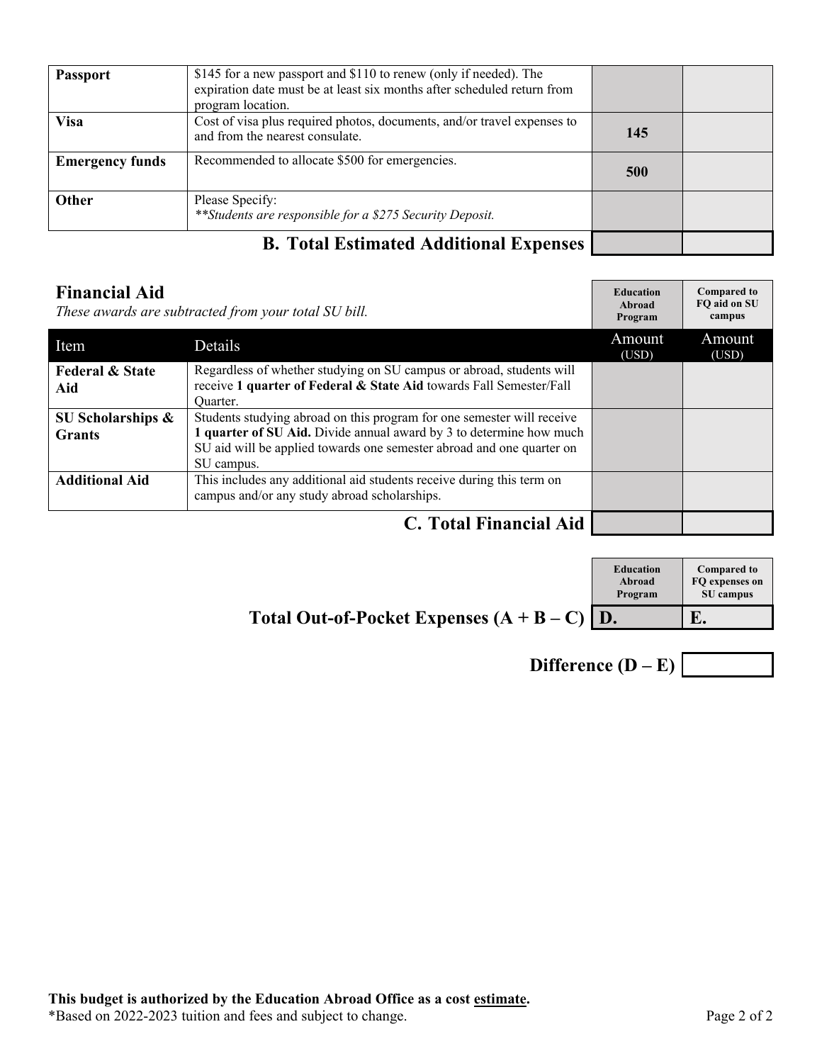| | | | |
|---|---|---|---|
| **Passport** | $145 for a new passport and $110 to renew (only if needed). The expiration date must be at least six months after scheduled return from program location. | | |
| **Visa** | Cost of visa plus required photos, documents, and/or travel expenses to and from the nearest consulate. | **145** | |
| **Emergency funds** | Recommended to allocate $500 for emergencies. | **500** | |
| **Other** | Please Specify:<br>*\*\*Students are responsible for a $275 Security Deposit.* | | |
| | **B. Total Estimated Additional Expenses** | | |

## Financial Aid

*These awards are subtracted from your total SU bill.*

| Item | Details | Education Abroad Program<br>Amount (USD) | Compared to FQ aid on SU campus<br>Amount (USD) |
|---|---|---|---|
| **Federal & State Aid** | Regardless of whether studying on SU campus or abroad, students will receive **1 quarter of Federal & State Aid** towards Fall Semester/Fall Quarter. | | |
| **SU Scholarships & Grants** | Students studying abroad on this program for one semester will receive **1 quarter of SU Aid.** Divide annual award by 3 to determine how much SU aid will be applied towards one semester abroad and one quarter on SU campus. | | |
| **Additional Aid** | This includes any additional aid students receive during this term on campus and/or any study abroad scholarships. | | |
| | **C. Total Financial Aid** | | |

| | Education Abroad Program | Compared to FQ expenses on SU campus |
|---|---|---|
| **Total Out-of-Pocket Expenses (A + B – C)** | **D.** | **E.** |

**Difference (D – E)** 

**This budget is authorized by the Education Abroad Office as a cost estimate.**

\*Based on 2022-2023 tuition and fees and subject to change.